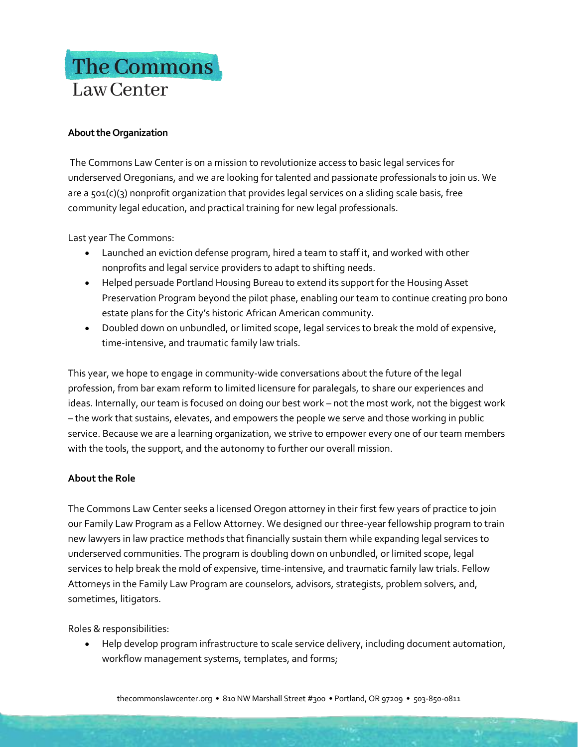# The Commons
Law Center

**About the Organization**

The Commons Law Center is on a mission to revolutionize access to basic legal services for underserved Oregonians, and we are looking for talented and passionate professionals to join us. We are a 501(c)(3) nonprofit organization that provides legal services on a sliding scale basis, free community legal education, and practical training for new legal professionals.

Last year The Commons:

- Launched an eviction defense program, hired a team to staff it, and worked with other nonprofits and legal service providers to adapt to shifting needs.
- Helped persuade Portland Housing Bureau to extend its support for the Housing Asset Preservation Program beyond the pilot phase, enabling our team to continue creating pro bono estate plans for the City's historic African American community.
- Doubled down on unbundled, or limited scope, legal services to break the mold of expensive, time-intensive, and traumatic family law trials.

This year, we hope to engage in community-wide conversations about the future of the legal profession, from bar exam reform to limited licensure for paralegals, to share our experiences and ideas. Internally, our team is focused on doing our best work – not the most work, not the biggest work – the work that sustains, elevates, and empowers the people we serve and those working in public service. Because we are a learning organization, we strive to empower every one of our team members with the tools, the support, and the autonomy to further our overall mission.

**About the Role**

The Commons Law Center seeks a licensed Oregon attorney in their first few years of practice to join our Family Law Program as a Fellow Attorney. We designed our three-year fellowship program to train new lawyers in law practice methods that financially sustain them while expanding legal services to underserved communities. The program is doubling down on unbundled, or limited scope, legal services to help break the mold of expensive, time-intensive, and traumatic family law trials. Fellow Attorneys in the Family Law Program are counselors, advisors, strategists, problem solvers, and, sometimes, litigators.

Roles & responsibilities:

- Help develop program infrastructure to scale service delivery, including document automation, workflow management systems, templates, and forms;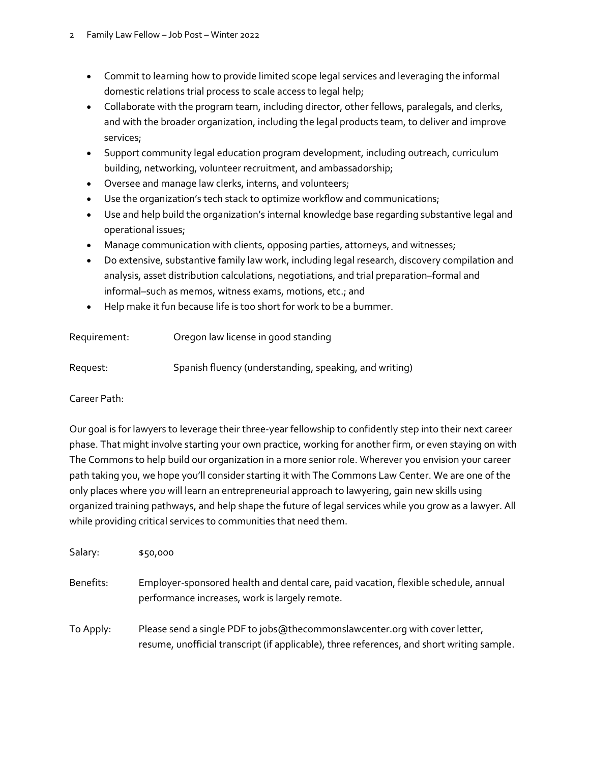- Commit to learning how to provide limited scope legal services and leveraging the informal domestic relations trial process to scale access to legal help;
- Collaborate with the program team, including director, other fellows, paralegals, and clerks, and with the broader organization, including the legal products team, to deliver and improve services;
- Support community legal education program development, including outreach, curriculum building, networking, volunteer recruitment, and ambassadorship;
- Oversee and manage law clerks, interns, and volunteers;
- Use the organization's tech stack to optimize workflow and communications;
- Use and help build the organization's internal knowledge base regarding substantive legal and operational issues;
- Manage communication with clients, opposing parties, attorneys, and witnesses;
- Do extensive, substantive family law work, including legal research, discovery compilation and analysis, asset distribution calculations, negotiations, and trial preparation–formal and informal–such as memos, witness exams, motions, etc.; and
- Help make it fun because life is too short for work to be a bummer.

Requirement: Oregon law license in good standing

Request: Spanish fluency (understanding, speaking, and writing)

Career Path:

Our goal is for lawyers to leverage their three-year fellowship to confidently step into their next career phase. That might involve starting your own practice, working for another firm, or even staying on with The Commons to help build our organization in a more senior role. Wherever you envision your career path taking you, we hope you'll consider starting it with The Commons Law Center. We are one of the only places where you will learn an entrepreneurial approach to lawyering, gain new skills using organized training pathways, and help shape the future of legal services while you grow as a lawyer. All while providing critical services to communities that need them.

Salary: $50,000

Benefits: Employer-sponsored health and dental care, paid vacation, flexible schedule, annual performance increases, work is largely remote.

To Apply: Please send a single PDF to jobs@thecommonslawcenter.org with cover letter, resume, unofficial transcript (if applicable), three references, and short writing sample.